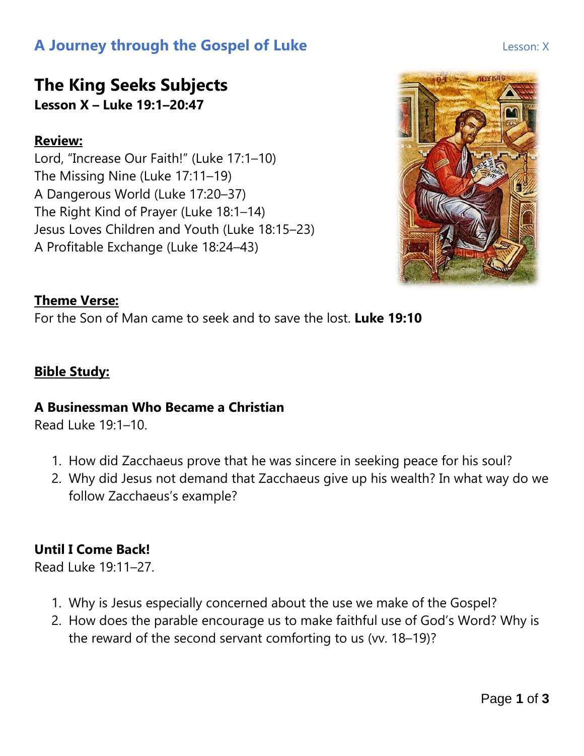# The King Seeks Subjects

**Lesson X – Luke 19:1–20:47**

**Review:**

Lord, "Increase Our Faith!" (Luke 17:1–10)
The Missing Nine (Luke 17:11–19)
A Dangerous World (Luke 17:20–37)
The Right Kind of Prayer (Luke 18:1–14)
Jesus Loves Children and Youth (Luke 18:15–23)
A Profitable Exchange (Luke 18:24–43)

**Theme Verse:**

For the Son of Man came to seek and to save the lost. **Luke 19:10**

**Bible Study:**

### A Businessman Who Became a Christian

Read Luke 19:1–10.

1. How did Zacchaeus prove that he was sincere in seeking peace for his soul?
2. Why did Jesus not demand that Zacchaeus give up his wealth? In what way do we follow Zacchaeus's example?

### Until I Come Back!

Read Luke 19:11–27.

1. Why is Jesus especially concerned about the use we make of the Gospel?
2. How does the parable encourage us to make faithful use of God's Word? Why is the reward of the second servant comforting to us (vv. 18–19)?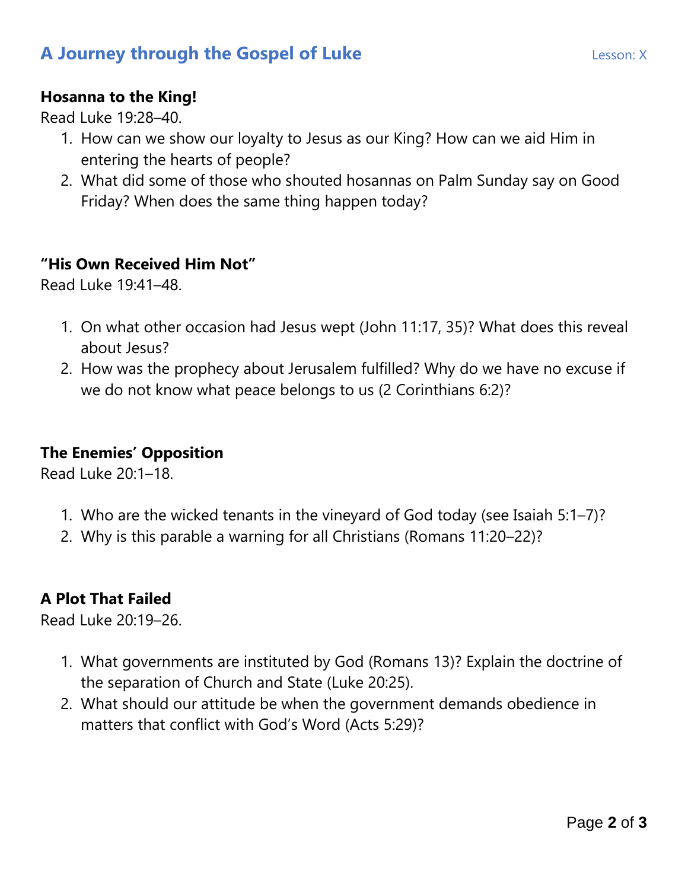### Hosanna to the King!

Read Luke 19:28–40.

1. How can we show our loyalty to Jesus as our King? How can we aid Him in entering the hearts of people?
2. What did some of those who shouted hosannas on Palm Sunday say on Good Friday? When does the same thing happen today?

### "His Own Received Him Not"

Read Luke 19:41–48.

1. On what other occasion had Jesus wept (John 11:17, 35)? What does this reveal about Jesus?
2. How was the prophecy about Jerusalem fulfilled? Why do we have no excuse if we do not know what peace belongs to us (2 Corinthians 6:2)?

### The Enemies' Opposition

Read Luke 20:1–18.

1. Who are the wicked tenants in the vineyard of God today (see Isaiah 5:1–7)?
2. Why is this parable a warning for all Christians (Romans 11:20–22)?

### A Plot That Failed

Read Luke 20:19–26.

1. What governments are instituted by God (Romans 13)? Explain the doctrine of the separation of Church and State (Luke 20:25).
2. What should our attitude be when the government demands obedience in matters that conflict with God's Word (Acts 5:29)?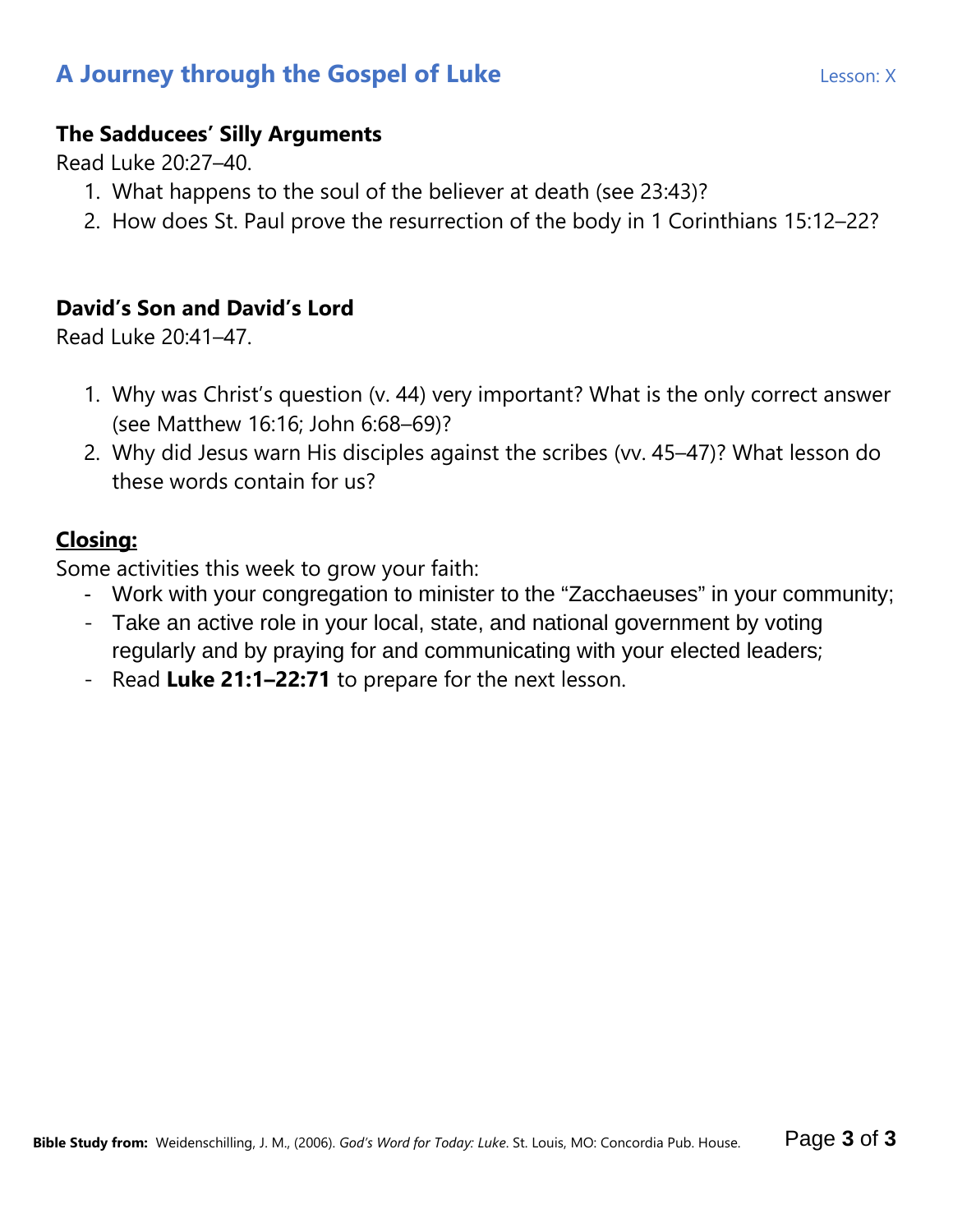### The Sadducees' Silly Arguments

Read Luke 20:27–40.

1. What happens to the soul of the believer at death (see 23:43)?
2. How does St. Paul prove the resurrection of the body in 1 Corinthians 15:12–22?

### David's Son and David's Lord

Read Luke 20:41–47.

1. Why was Christ's question (v. 44) very important? What is the only correct answer (see Matthew 16:16; John 6:68–69)?
2. Why did Jesus warn His disciples against the scribes (vv. 45–47)? What lesson do these words contain for us?

## Closing:

Some activities this week to grow your faith:

- Work with your congregation to minister to the "Zacchaeuses" in your community;
- Take an active role in your local, state, and national government by voting regularly and by praying for and communicating with your elected leaders;
- Read **Luke 21:1–22:71** to prepare for the next lesson.

**Bible Study from:** Weidenschilling, J. M., (2006). *God's Word for Today: Luke*. St. Louis, MO: Concordia Pub. House.